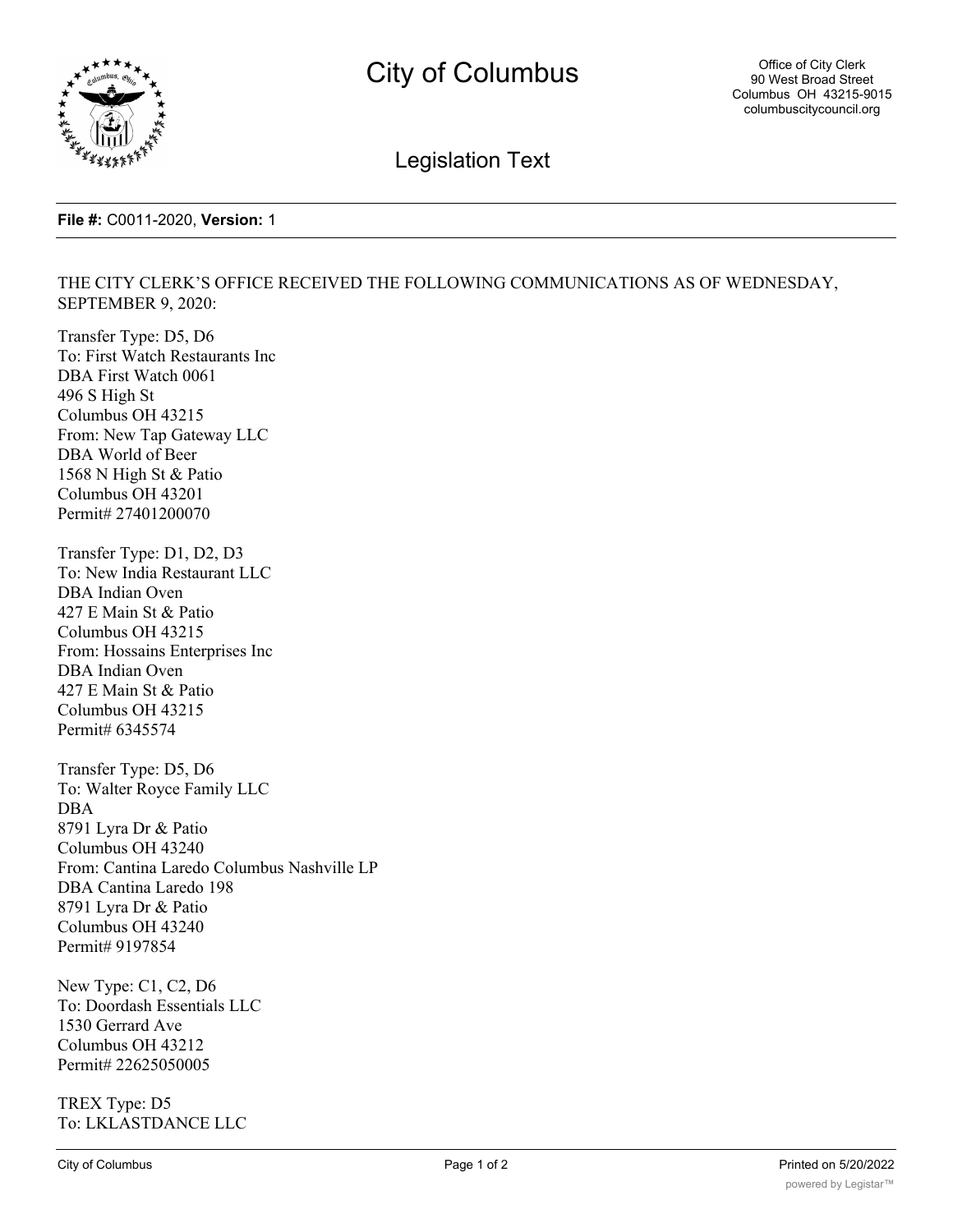# City of Columbus

Office of City Clerk
90 West Broad Street
Columbus OH 43215-9015
columbuscitycouncil.org

## Legislation Text

**File #:** C0011-2020, **Version:** 1

THE CITY CLERK'S OFFICE RECEIVED THE FOLLOWING COMMUNICATIONS AS OF WEDNESDAY, SEPTEMBER 9, 2020:

Transfer Type: D5, D6
To: First Watch Restaurants Inc
DBA First Watch 0061
496 S High St
Columbus OH 43215
From: New Tap Gateway LLC
DBA World of Beer
1568 N High St & Patio
Columbus OH 43201
Permit# 27401200070

Transfer Type: D1, D2, D3
To: New India Restaurant LLC
DBA Indian Oven
427 E Main St & Patio
Columbus OH 43215
From: Hossains Enterprises Inc
DBA Indian Oven
427 E Main St & Patio
Columbus OH 43215
Permit# 6345574

Transfer Type: D5, D6
To: Walter Royce Family LLC
DBA
8791 Lyra Dr & Patio
Columbus OH 43240
From: Cantina Laredo Columbus Nashville LP
DBA Cantina Laredo 198
8791 Lyra Dr & Patio
Columbus OH 43240
Permit# 9197854

New Type: C1, C2, D6
To: Doordash Essentials LLC
1530 Gerrard Ave
Columbus OH 43212
Permit# 22625050005

TREX Type: D5
To: LKLASTDANCE LLC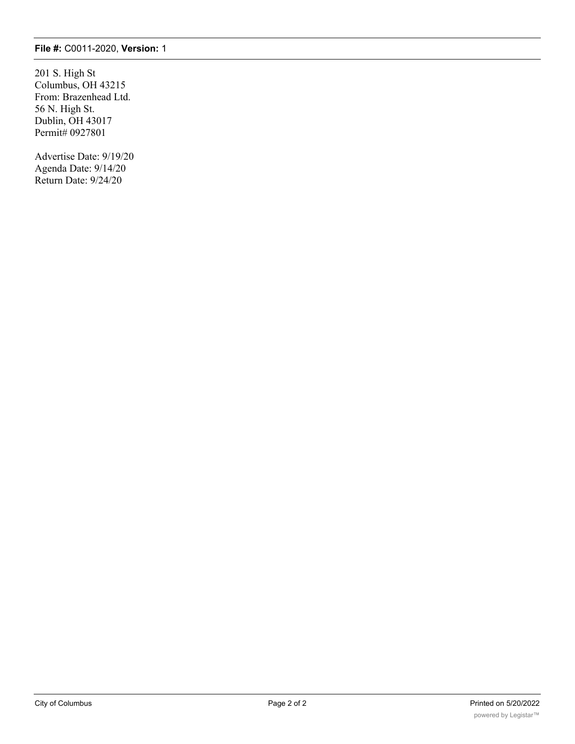**File #:** C0011-2020, **Version:** 1

201 S. High St
Columbus, OH 43215
From: Brazenhead Ltd.
56 N. High St.
Dublin, OH 43017
Permit# 0927801

Advertise Date: 9/19/20
Agenda Date: 9/14/20
Return Date: 9/24/20